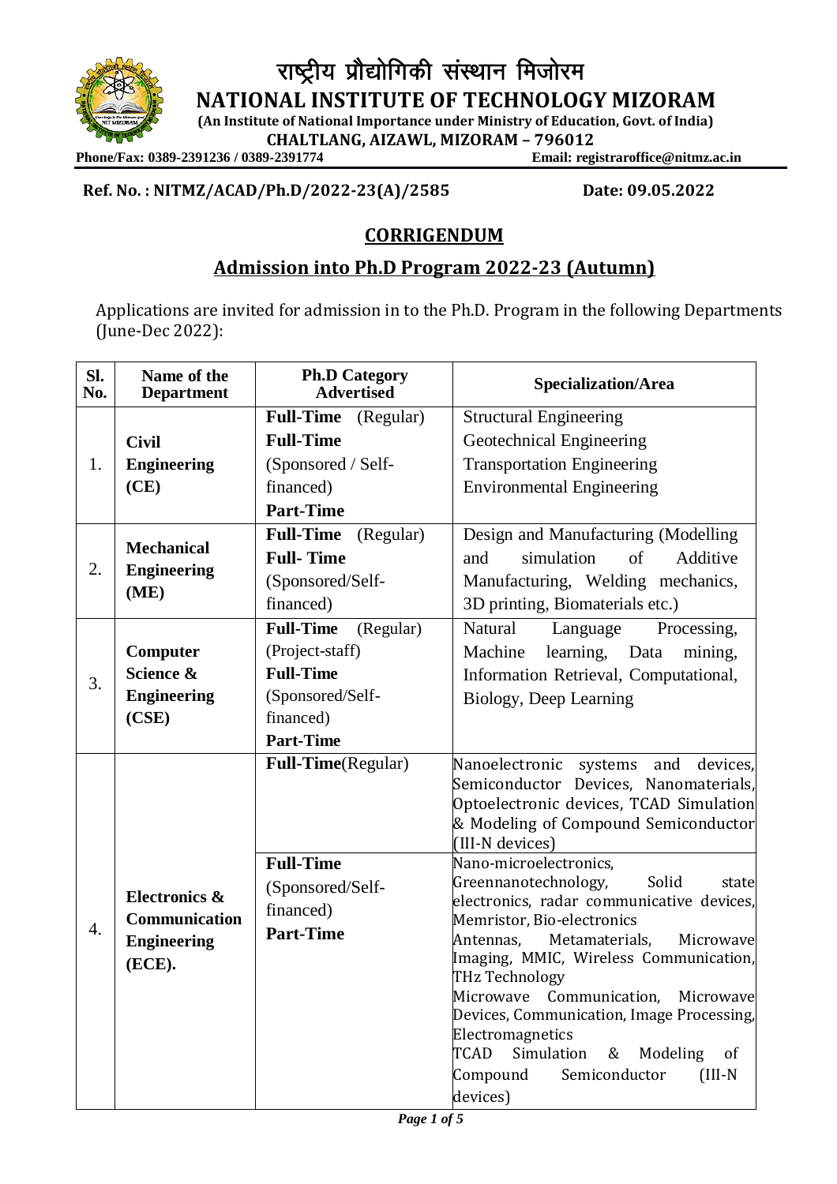# राष्ट्रीय प्रौद्योगिकी संस्थान मिजोरम

# NATIONAL INSTITUTE OF TECHNOLOGY MIZORAM

**(An Institute of National Importance under Ministry of Education, Govt. of India)**

**CHALTLANG, AIZAWL, MIZORAM – 796012**

**Phone/Fax: 0389-2391236 / 0389-2391774** **Email: registraroffice@nitmz.ac.in**

**Ref. No. : NITMZ/ACAD/Ph.D/2022-23(A)/2585** **Date: 09.05.2022**

## CORRIGENDUM

## Admission into Ph.D Program 2022-23 (Autumn)

Applications are invited for admission in to the Ph.D. Program in the following Departments (June-Dec 2022):

| Sl. No. | Name of the Department | Ph.D Category Advertised | Specialization/Area |
|---|---|---|---|
| 1. | **Civil Engineering (CE)** | **Full-Time** (Regular)<br>**Full-Time** (Sponsored / Self-financed)<br>**Part-Time** | Structural Engineering<br>Geotechnical Engineering<br>Transportation Engineering<br>Environmental Engineering |
| 2. | **Mechanical Engineering (ME)** | **Full-Time** (Regular)<br>**Full- Time** (Sponsored/Self-financed) | Design and Manufacturing (Modelling and simulation of Additive Manufacturing, Welding mechanics, 3D printing, Biomaterials etc.) |
| 3. | **Computer Science & Engineering (CSE)** | **Full-Time** (Regular) (Project-staff)<br>**Full-Time** (Sponsored/Self-financed)<br>**Part-Time** | Natural Language Processing, Machine learning, Data mining, Information Retrieval, Computational, Biology, Deep Learning |
| 4. | **Electronics & Communication Engineering (ECE).** | **Full-Time**(Regular) | Nanoelectronic systems and devices, Semiconductor Devices, Nanomaterials, Optoelectronic devices, TCAD Simulation & Modeling of Compound Semiconductor (III-N devices) |
| | | **Full-Time** (Sponsored/Self-financed)<br>**Part-Time** | Nano-microelectronics, Greennanotechnology, Solid state electronics, radar communicative devices, Memristor, Bio-electronics<br>Antennas, Metamaterials, Microwave Imaging, MMIC, Wireless Communication, THz Technology<br>Microwave Communication, Microwave Devices, Communication, Image Processing, Electromagnetics<br>TCAD Simulation & Modeling of Compound Semiconductor (III-N devices) |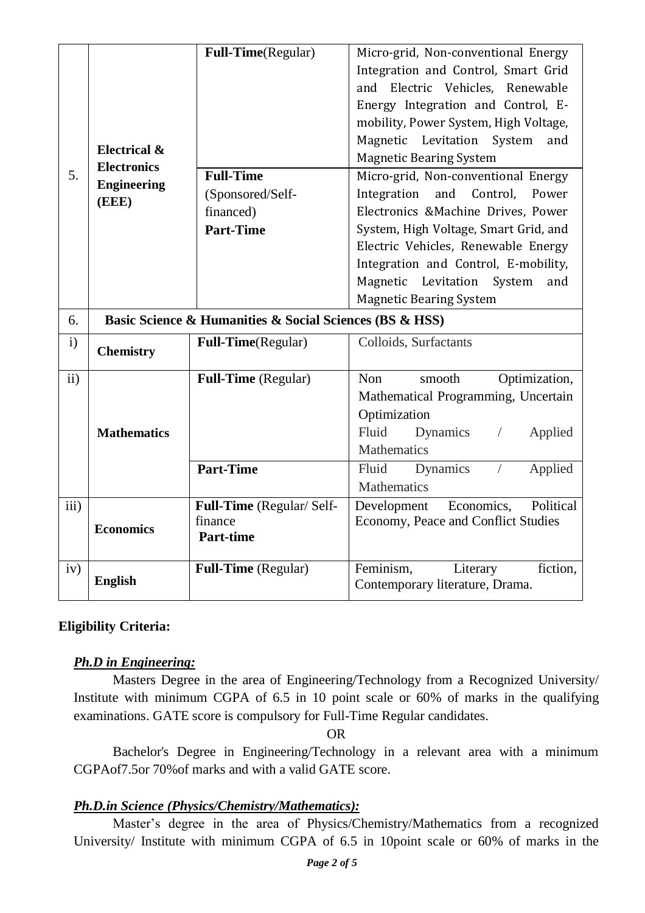| | | | |
|---|---|---|---|
| 5. | **Electrical & Electronics Engineering (EEE)** | **Full-Time**(Regular) | Micro-grid, Non-conventional Energy Integration and Control, Smart Grid and Electric Vehicles, Renewable Energy Integration and Control, E-mobility, Power System, High Voltage, Magnetic Levitation System and Magnetic Bearing System |
| | | **Full-Time** (Sponsored/Self-financed) **Part-Time** | Micro-grid, Non-conventional Energy Integration and Control, Power Electronics &Machine Drives, Power System, High Voltage, Smart Grid, and Electric Vehicles, Renewable Energy Integration and Control, E-mobility, Magnetic Levitation System and Magnetic Bearing System |
| 6. | **Basic Science & Humanities & Social Sciences (BS & HSS)** | | |
| i) | **Chemistry** | **Full-Time**(Regular) | Colloids, Surfactants |
| ii) | **Mathematics** | **Full-Time** (Regular) | Non smooth Optimization, Mathematical Programming, Uncertain Optimization; Fluid Dynamics / Applied Mathematics |
| | | **Part-Time** | Fluid Dynamics / Applied Mathematics |
| iii) | **Economics** | **Full-Time** (Regular/ Self-finance **Part-time** | Development Economics, Political Economy, Peace and Conflict Studies |
| iv) | **English** | **Full-Time** (Regular) | Feminism, Literary fiction, Contemporary literature, Drama. |

**Eligibility Criteria:**

***Ph.D in Engineering:***

Masters Degree in the area of Engineering/Technology from a Recognized University/ Institute with minimum CGPA of 6.5 in 10 point scale or 60% of marks in the qualifying examinations. GATE score is compulsory for Full-Time Regular candidates.

OR

Bachelor's Degree in Engineering/Technology in a relevant area with a minimum CGPAof7.5or 70%of marks and with a valid GATE score.

***Ph.D.in Science (Physics/Chemistry/Mathematics):***

Master's degree in the area of Physics/Chemistry/Mathematics from a recognized University/ Institute with minimum CGPA of 6.5 in 10point scale or 60% of marks in the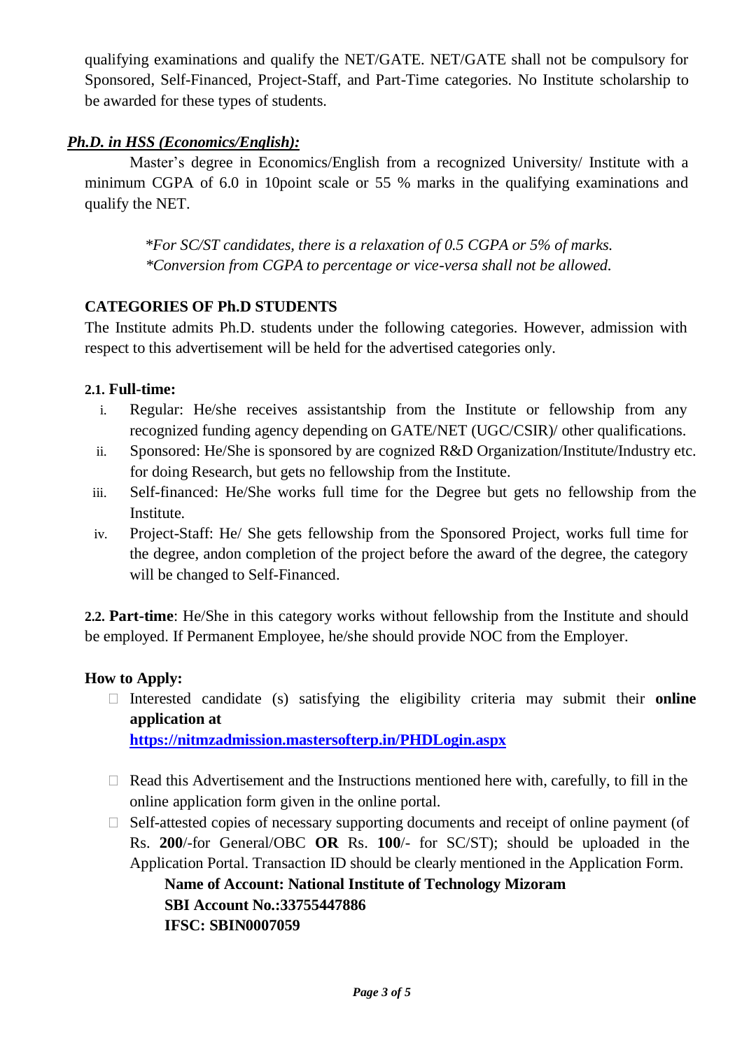qualifying examinations and qualify the NET/GATE. NET/GATE shall not be compulsory for Sponsored, Self-Financed, Project-Staff, and Part-Time categories. No Institute scholarship to be awarded for these types of students.

***Ph.D. in HSS (Economics/English):***

Master's degree in Economics/English from a recognized University/ Institute with a minimum CGPA of 6.0 in 10point scale or 55 % marks in the qualifying examinations and qualify the NET.

*\*For SC/ST candidates, there is a relaxation of 0.5 CGPA or 5% of marks.*
*\*Conversion from CGPA to percentage or vice-versa shall not be allowed.*

## CATEGORIES OF Ph.D STUDENTS

The Institute admits Ph.D. students under the following categories. However, admission with respect to this advertisement will be held for the advertised categories only.

### 2.1. Full-time:

i. Regular: He/she receives assistantship from the Institute or fellowship from any recognized funding agency depending on GATE/NET (UGC/CSIR)/ other qualifications.

ii. Sponsored: He/She is sponsored by are cognized R&D Organization/Institute/Industry etc. for doing Research, but gets no fellowship from the Institute.

iii. Self-financed: He/She works full time for the Degree but gets no fellowship from the Institute.

iv. Project-Staff: He/ She gets fellowship from the Sponsored Project, works full time for the degree, andon completion of the project before the award of the degree, the category will be changed to Self-Financed.

**2.2. Part-time**: He/She in this category works without fellowship from the Institute and should be employed. If Permanent Employee, he/she should provide NOC from the Employer.

## How to Apply:

- Interested candidate (s) satisfying the eligibility criteria may submit their **online application at** **https://nitmzadmission.mastersofterp.in/PHDLogin.aspx**
- Read this Advertisement and the Instructions mentioned here with, carefully, to fill in the online application form given in the online portal.
- Self-attested copies of necessary supporting documents and receipt of online payment (of Rs. **200**/-for General/OBC **OR** Rs. **100**/- for SC/ST); should be uploaded in the Application Portal. Transaction ID should be clearly mentioned in the Application Form.

  **Name of Account: National Institute of Technology Mizoram**
  **SBI Account No.:33755447886**
  **IFSC: SBIN0007059**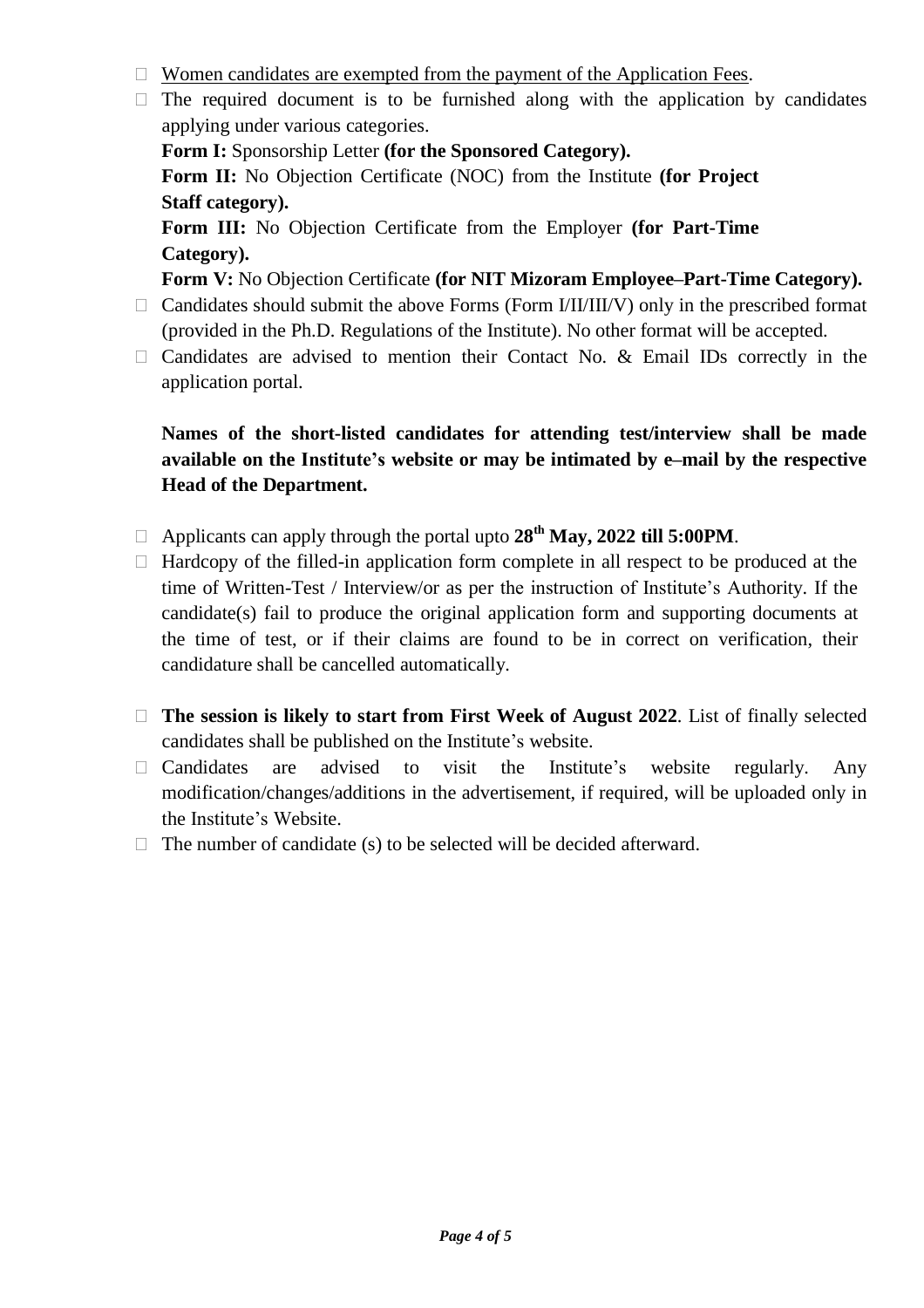- Women candidates are exempted from the payment of the Application Fees.
- The required document is to be furnished along with the application by candidates applying under various categories.

  **Form I:** Sponsorship Letter **(for the Sponsored Category).**

  **Form II:** No Objection Certificate (NOC) from the Institute **(for Project Staff category).**

  **Form III:** No Objection Certificate from the Employer **(for Part-Time Category).**

  **Form V:** No Objection Certificate **(for NIT Mizoram Employee–Part-Time Category).**
- Candidates should submit the above Forms (Form I/II/III/V) only in the prescribed format (provided in the Ph.D. Regulations of the Institute). No other format will be accepted.
- Candidates are advised to mention their Contact No. & Email IDs correctly in the application portal.

**Names of the short-listed candidates for attending test/interview shall be made available on the Institute's website or may be intimated by e–mail by the respective Head of the Department.**

- Applicants can apply through the portal upto **28th May, 2022 till 5:00PM**.
- Hardcopy of the filled-in application form complete in all respect to be produced at the time of Written-Test / Interview/or as per the instruction of Institute's Authority. If the candidate(s) fail to produce the original application form and supporting documents at the time of test, or if their claims are found to be in correct on verification, their candidature shall be cancelled automatically.
- **The session is likely to start from First Week of August 2022**. List of finally selected candidates shall be published on the Institute's website.
- Candidates are advised to visit the Institute's website regularly. Any modification/changes/additions in the advertisement, if required, will be uploaded only in the Institute's Website.
- The number of candidate (s) to be selected will be decided afterward.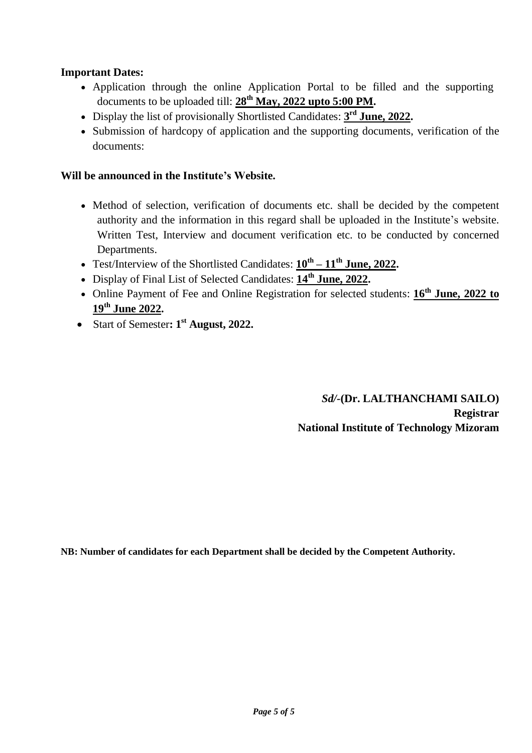**Important Dates:**

- Application through the online Application Portal to be filled and the supporting documents to be uploaded till: **28th May, 2022 upto 5:00 PM.**
- Display the list of provisionally Shortlisted Candidates: **3rd June, 2022.**
- Submission of hardcopy of application and the supporting documents, verification of the documents:

**Will be announced in the Institute's Website.**

- Method of selection, verification of documents etc. shall be decided by the competent authority and the information in this regard shall be uploaded in the Institute's website. Written Test, Interview and document verification etc. to be conducted by concerned Departments.
- Test/Interview of the Shortlisted Candidates: **10th – 11th June, 2022.**
- Display of Final List of Selected Candidates: **14th June, 2022.**
- Online Payment of Fee and Online Registration for selected students: **16th June, 2022 to 19th June 2022.**
- Start of Semester**: 1st August, 2022.**

***Sd/-*(Dr. LALTHANCHAMI SAILO)**
**Registrar**
**National Institute of Technology Mizoram**

**NB: Number of candidates for each Department shall be decided by the Competent Authority.**